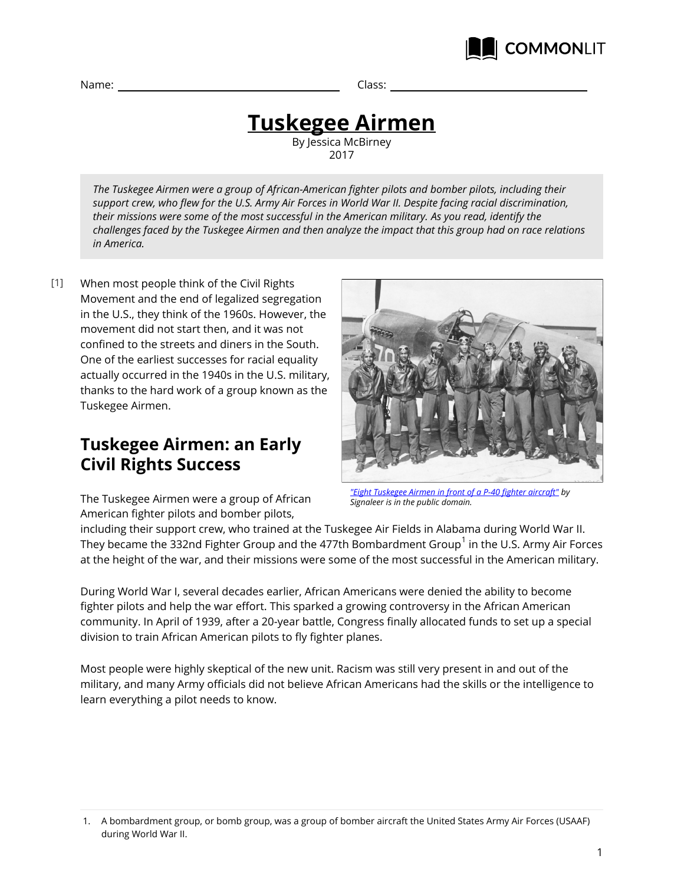Name: ______________________ Class: ______________________

# Tuskegee Airmen

By Jessica McBirney
2017

*The Tuskegee Airmen were a group of African-American fighter pilots and bomber pilots, including their support crew, who flew for the U.S. Army Air Forces in World War II. Despite facing racial discrimination, their missions were some of the most successful in the American military. As you read, identify the challenges faced by the Tuskegee Airmen and then analyze the impact that this group had on race relations in America.*

[1] When most people think of the Civil Rights Movement and the end of legalized segregation in the U.S., they think of the 1960s. However, the movement did not start then, and it was not confined to the streets and diners in the South. One of the earliest successes for racial equality actually occurred in the 1940s in the U.S. military, thanks to the hard work of a group known as the Tuskegee Airmen.

*"Eight Tuskegee Airmen in front of a P-40 fighter aircraft" by Signaleer is in the public domain.*

## Tuskegee Airmen: an Early Civil Rights Success

The Tuskegee Airmen were a group of African American fighter pilots and bomber pilots, including their support crew, who trained at the Tuskegee Air Fields in Alabama during World War II. They became the 332nd Fighter Group and the 477th Bombardment Group[1] in the U.S. Army Air Forces at the height of the war, and their missions were some of the most successful in the American military.

During World War I, several decades earlier, African Americans were denied the ability to become fighter pilots and help the war effort. This sparked a growing controversy in the African American community. In April of 1939, after a 20-year battle, Congress finally allocated funds to set up a special division to train African American pilots to fly fighter planes.

Most people were highly skeptical of the new unit. Racism was still very present in and out of the military, and many Army officials did not believe African Americans had the skills or the intelligence to learn everything a pilot needs to know.

---

1. A bombardment group, or bomb group, was a group of bomber aircraft the United States Army Air Forces (USAAF) during World War II.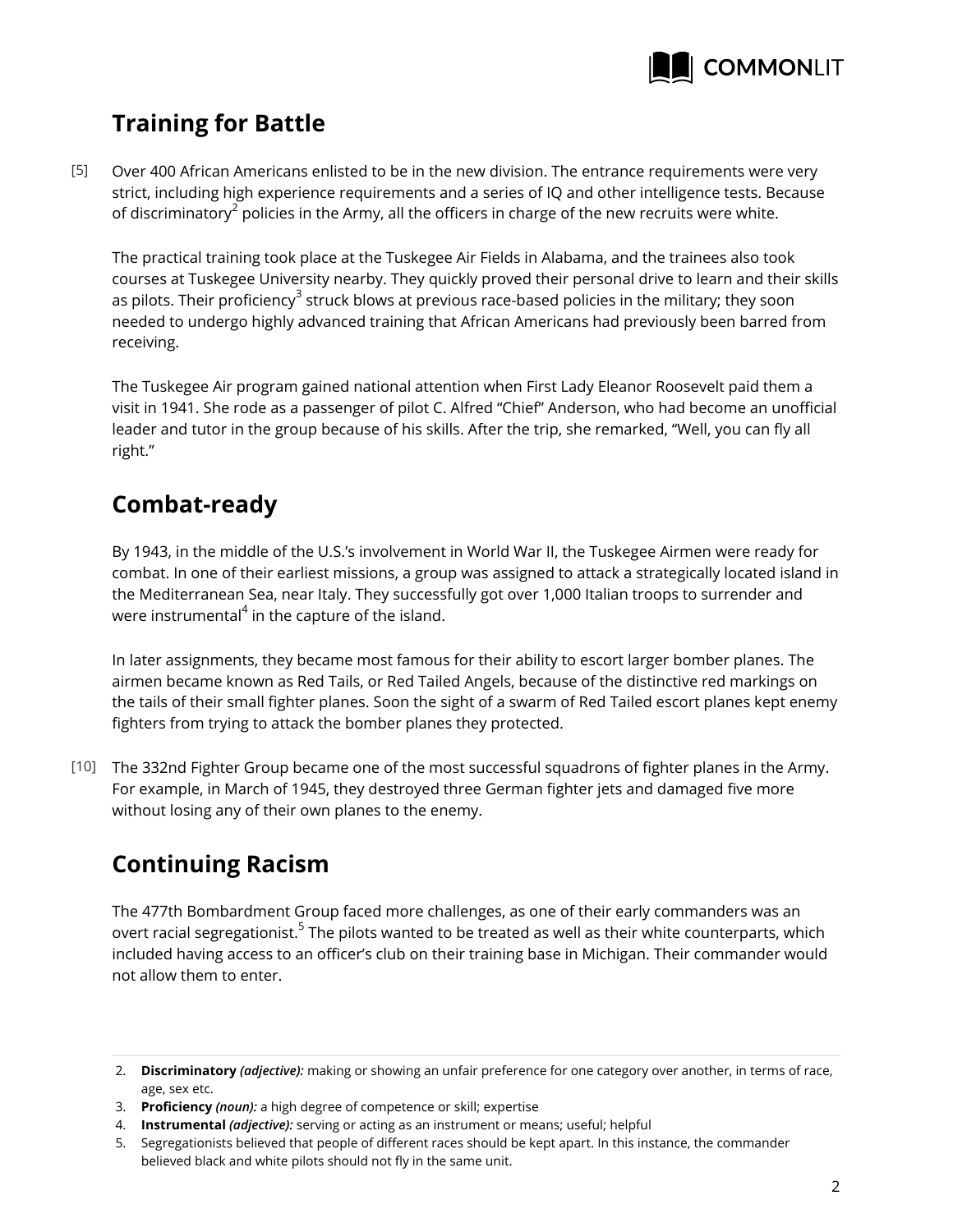## Training for Battle

[5] Over 400 African Americans enlisted to be in the new division. The entrance requirements were very strict, including high experience requirements and a series of IQ and other intelligence tests. Because of discriminatory[2] policies in the Army, all the officers in charge of the new recruits were white.

The practical training took place at the Tuskegee Air Fields in Alabama, and the trainees also took courses at Tuskegee University nearby. They quickly proved their personal drive to learn and their skills as pilots. Their proficiency[3] struck blows at previous race-based policies in the military; they soon needed to undergo highly advanced training that African Americans had previously been barred from receiving.

The Tuskegee Air program gained national attention when First Lady Eleanor Roosevelt paid them a visit in 1941. She rode as a passenger of pilot C. Alfred "Chief" Anderson, who had become an unofficial leader and tutor in the group because of his skills. After the trip, she remarked, "Well, you can fly all right."

## Combat-ready

By 1943, in the middle of the U.S.'s involvement in World War II, the Tuskegee Airmen were ready for combat. In one of their earliest missions, a group was assigned to attack a strategically located island in the Mediterranean Sea, near Italy. They successfully got over 1,000 Italian troops to surrender and were instrumental[4] in the capture of the island.

In later assignments, they became most famous for their ability to escort larger bomber planes. The airmen became known as Red Tails, or Red Tailed Angels, because of the distinctive red markings on the tails of their small fighter planes. Soon the sight of a swarm of Red Tailed escort planes kept enemy fighters from trying to attack the bomber planes they protected.

[10] The 332nd Fighter Group became one of the most successful squadrons of fighter planes in the Army. For example, in March of 1945, they destroyed three German fighter jets and damaged five more without losing any of their own planes to the enemy.

## Continuing Racism

The 477th Bombardment Group faced more challenges, as one of their early commanders was an overt racial segregationist.[5] The pilots wanted to be treated as well as their white counterparts, which included having access to an officer's club on their training base in Michigan. Their commander would not allow them to enter.

---

2. **Discriminatory** ***(adjective):*** making or showing an unfair preference for one category over another, in terms of race, age, sex etc.
3. **Proficiency** ***(noun):*** a high degree of competence or skill; expertise
4. **Instrumental** ***(adjective):*** serving or acting as an instrument or means; useful; helpful
5. Segregationists believed that people of different races should be kept apart. In this instance, the commander believed black and white pilots should not fly in the same unit.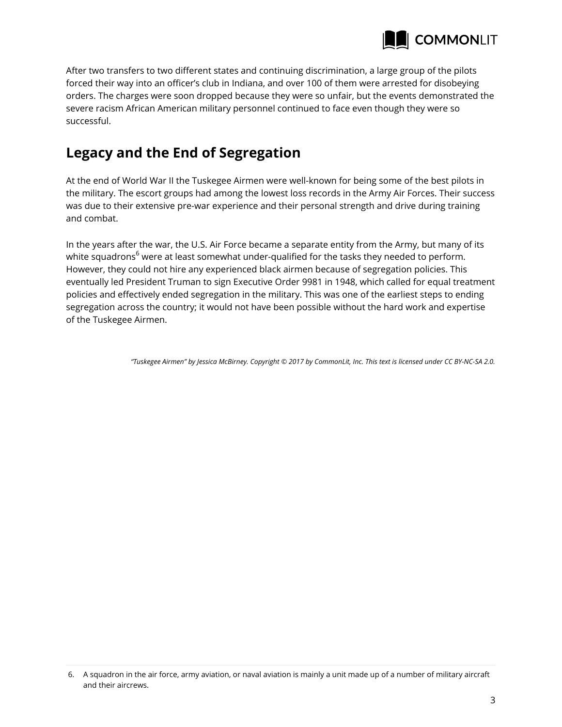After two transfers to two different states and continuing discrimination, a large group of the pilots forced their way into an officer's club in Indiana, and over 100 of them were arrested for disobeying orders. The charges were soon dropped because they were so unfair, but the events demonstrated the severe racism African American military personnel continued to face even though they were so successful.

## Legacy and the End of Segregation

At the end of World War II the Tuskegee Airmen were well-known for being some of the best pilots in the military. The escort groups had among the lowest loss records in the Army Air Forces. Their success was due to their extensive pre-war experience and their personal strength and drive during training and combat.

In the years after the war, the U.S. Air Force became a separate entity from the Army, but many of its white squadrons[6] were at least somewhat under-qualified for the tasks they needed to perform. However, they could not hire any experienced black airmen because of segregation policies. This eventually led President Truman to sign Executive Order 9981 in 1948, which called for equal treatment policies and effectively ended segregation in the military. This was one of the earliest steps to ending segregation across the country; it would not have been possible without the hard work and expertise of the Tuskegee Airmen.

*"Tuskegee Airmen" by Jessica McBirney. Copyright © 2017 by CommonLit, Inc. This text is licensed under CC BY-NC-SA 2.0.*

---

6. A squadron in the air force, army aviation, or naval aviation is mainly a unit made up of a number of military aircraft and their aircrews.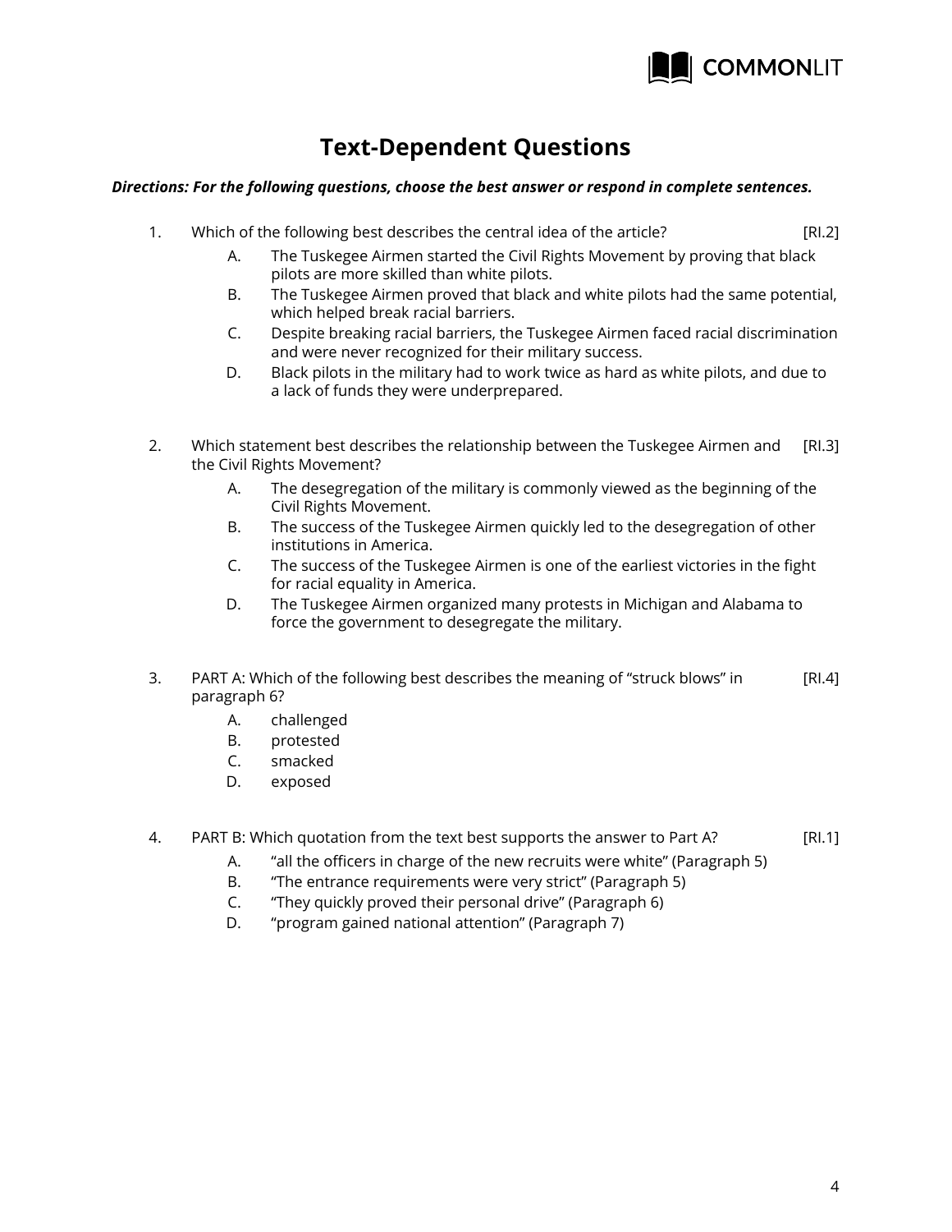# Text-Dependent Questions

***Directions: For the following questions, choose the best answer or respond in complete sentences.***

1. Which of the following best describes the central idea of the article? [RI.2]
   - A. The Tuskegee Airmen started the Civil Rights Movement by proving that black pilots are more skilled than white pilots.
   - B. The Tuskegee Airmen proved that black and white pilots had the same potential, which helped break racial barriers.
   - C. Despite breaking racial barriers, the Tuskegee Airmen faced racial discrimination and were never recognized for their military success.
   - D. Black pilots in the military had to work twice as hard as white pilots, and due to a lack of funds they were underprepared.

2. Which statement best describes the relationship between the Tuskegee Airmen and the Civil Rights Movement? [RI.3]
   - A. The desegregation of the military is commonly viewed as the beginning of the Civil Rights Movement.
   - B. The success of the Tuskegee Airmen quickly led to the desegregation of other institutions in America.
   - C. The success of the Tuskegee Airmen is one of the earliest victories in the fight for racial equality in America.
   - D. The Tuskegee Airmen organized many protests in Michigan and Alabama to force the government to desegregate the military.

3. PART A: Which of the following best describes the meaning of "struck blows" in paragraph 6? [RI.4]
   - A. challenged
   - B. protested
   - C. smacked
   - D. exposed

4. PART B: Which quotation from the text best supports the answer to Part A? [RI.1]
   - A. "all the officers in charge of the new recruits were white" (Paragraph 5)
   - B. "The entrance requirements were very strict" (Paragraph 5)
   - C. "They quickly proved their personal drive" (Paragraph 6)
   - D. "program gained national attention" (Paragraph 7)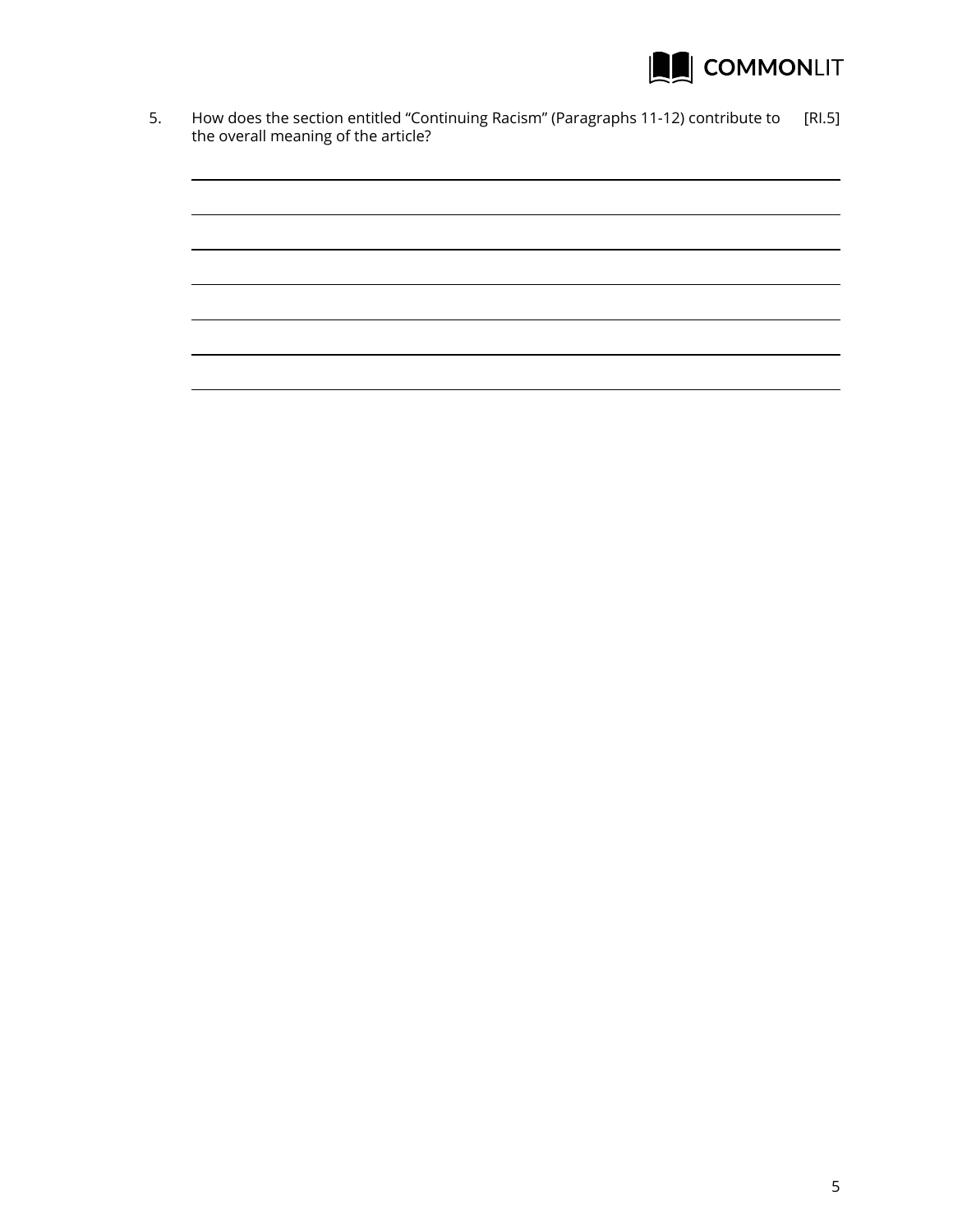5. How does the section entitled "Continuing Racism" (Paragraphs 11-12) contribute to the overall meaning of the article? [RI.5]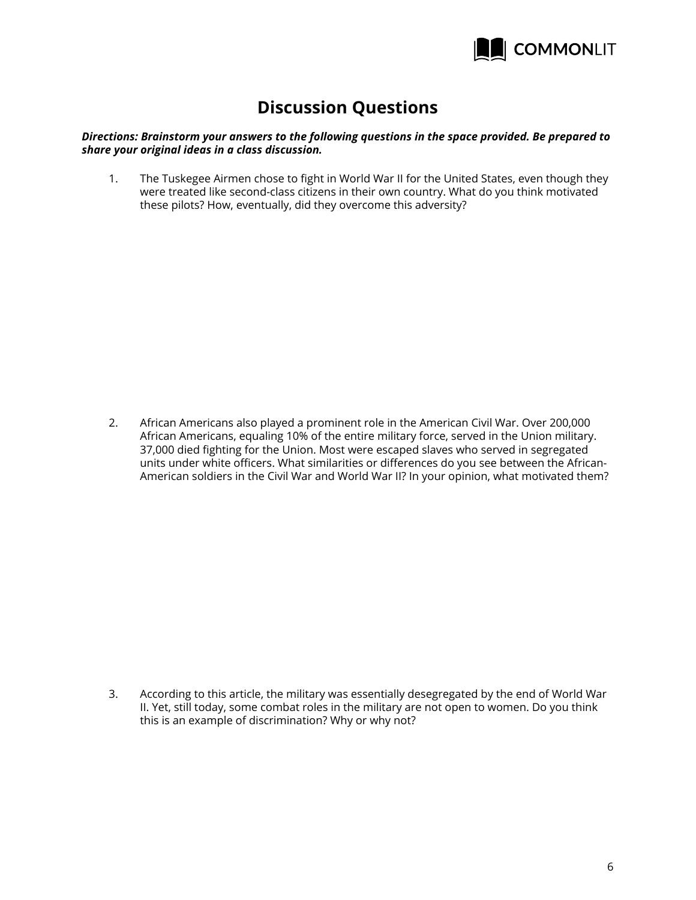# Discussion Questions

***Directions: Brainstorm your answers to the following questions in the space provided. Be prepared to share your original ideas in a class discussion.***

1. The Tuskegee Airmen chose to fight in World War II for the United States, even though they were treated like second-class citizens in their own country. What do you think motivated these pilots? How, eventually, did they overcome this adversity?

2. African Americans also played a prominent role in the American Civil War. Over 200,000 African Americans, equaling 10% of the entire military force, served in the Union military. 37,000 died fighting for the Union. Most were escaped slaves who served in segregated units under white officers. What similarities or differences do you see between the African-American soldiers in the Civil War and World War II? In your opinion, what motivated them?

3. According to this article, the military was essentially desegregated by the end of World War II. Yet, still today, some combat roles in the military are not open to women. Do you think this is an example of discrimination? Why or why not?